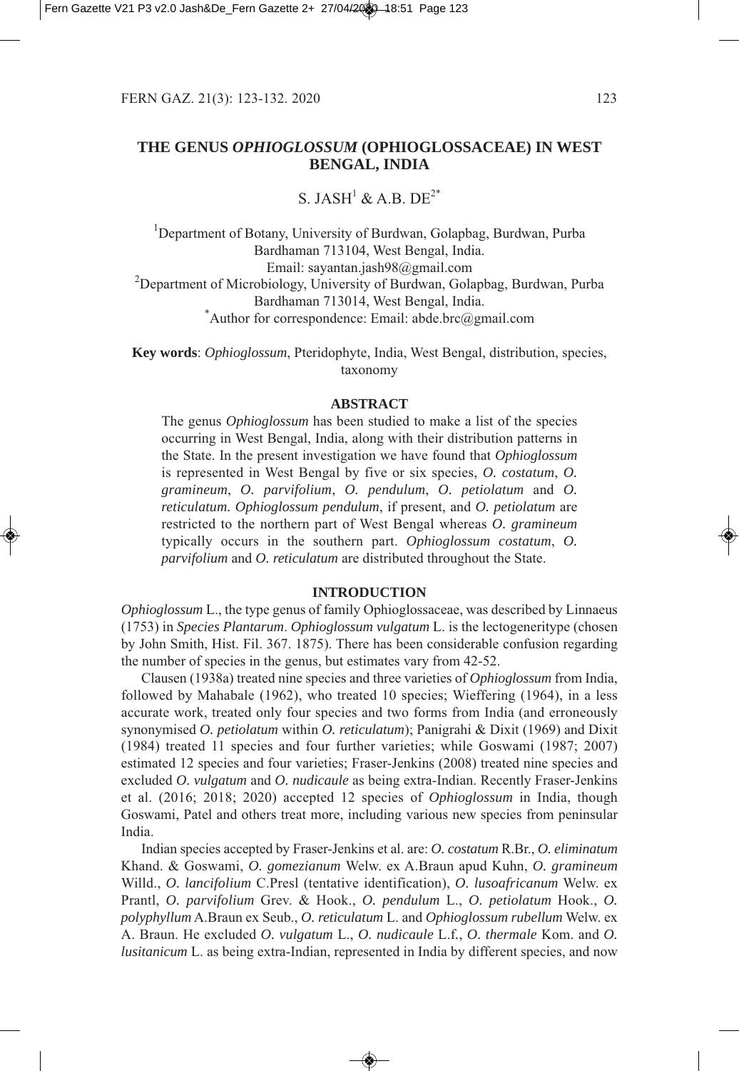# THE GENUS *OPHIOGLOSSUM* (OPHIOGLOSSACEAE) IN WEST BENGAL, INDIA

S. JASH[1] & A.B. DE[2*]

[1]Department of Botany, University of Burdwan, Golapbag, Burdwan, Purba Bardhaman 713104, West Bengal, India.
Email: sayantan.jash98@gmail.com
[2]Department of Microbiology, University of Burdwan, Golapbag, Burdwan, Purba Bardhaman 713014, West Bengal, India.
[*]Author for correspondence: Email: abde.brc@gmail.com

**Key words**: *Ophioglossum*, Pteridophyte, India, West Bengal, distribution, species, taxonomy

## ABSTRACT

The genus *Ophioglossum* has been studied to make a list of the species occurring in West Bengal, India, along with their distribution patterns in the State. In the present investigation we have found that *Ophioglossum* is represented in West Bengal by five or six species, *O. costatum*, *O. gramineum*, *O. parvifolium*, *O. pendulum*, *O. petiolatum* and *O. reticulatum*. *Ophioglossum pendulum*, if present, and *O. petiolatum* are restricted to the northern part of West Bengal whereas *O. gramineum* typically occurs in the southern part. *Ophioglossum costatum*, *O. parvifolium* and *O. reticulatum* are distributed throughout the State.

## INTRODUCTION

*Ophioglossum* L., the type genus of family Ophioglossaceae, was described by Linnaeus (1753) in *Species Plantarum*. *Ophioglossum vulgatum* L. is the lectogeneritype (chosen by John Smith, Hist. Fil. 367. 1875). There has been considerable confusion regarding the number of species in the genus, but estimates vary from 42-52.

Clausen (1938a) treated nine species and three varieties of *Ophioglossum* from India, followed by Mahabale (1962), who treated 10 species; Wieffering (1964), in a less accurate work, treated only four species and two forms from India (and erroneously synonymised *O. petiolatum* within *O. reticulatum*); Panigrahi & Dixit (1969) and Dixit (1984) treated 11 species and four further varieties; while Goswami (1987; 2007) estimated 12 species and four varieties; Fraser-Jenkins (2008) treated nine species and excluded *O. vulgatum* and *O. nudicaule* as being extra-Indian. Recently Fraser-Jenkins et al. (2016; 2018; 2020) accepted 12 species of *Ophioglossum* in India, though Goswami, Patel and others treat more, including various new species from peninsular India.

Indian species accepted by Fraser-Jenkins et al. are: *O. costatum* R.Br., *O. eliminatum* Khand. & Goswami, *O. gomezianum* Welw. ex A.Braun apud Kuhn, *O. gramineum* Willd., *O. lancifolium* C.Presl (tentative identification), *O. lusoafricanum* Welw. ex Prantl, *O. parvifolium* Grev. & Hook., *O. pendulum* L., *O. petiolatum* Hook., *O. polyphyllum* A.Braun ex Seub., *O. reticulatum* L. and *Ophioglossum rubellum* Welw. ex A. Braun. He excluded *O. vulgatum* L., *O. nudicaule* L.f., *O. thermale* Kom. and *O. lusitanicum* L. as being extra-Indian, represented in India by different species, and now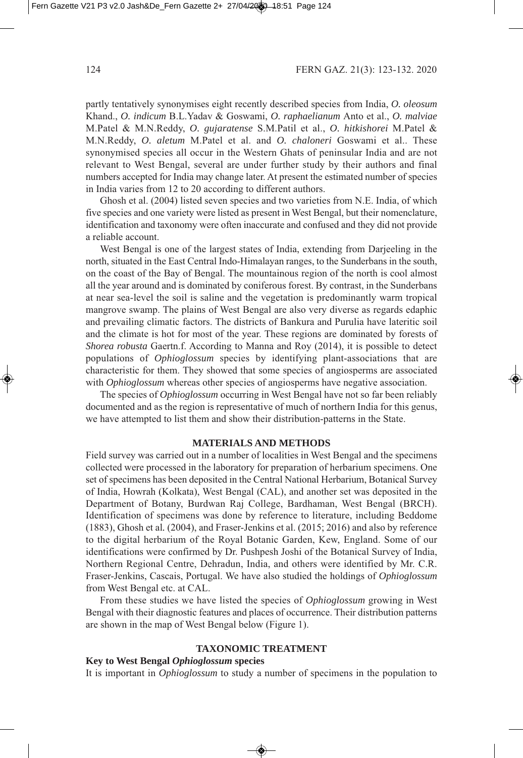partly tentatively synonymises eight recently described species from India, *O. oleosum* Khand., *O. indicum* B.L.Yadav & Goswami, *O. raphaelianum* Anto et al., *O. malviae* M.Patel & M.N.Reddy, *O. gujaratense* S.M.Patil et al., *O. hitkishorei* M.Patel & M.N.Reddy, *O. aletum* M.Patel et al. and *O. chaloneri* Goswami et al.. These synonymised species all occur in the Western Ghats of peninsular India and are not relevant to West Bengal, several are under further study by their authors and final numbers accepted for India may change later. At present the estimated number of species in India varies from 12 to 20 according to different authors.

Ghosh et al. (2004) listed seven species and two varieties from N.E. India, of which five species and one variety were listed as present in West Bengal, but their nomenclature, identification and taxonomy were often inaccurate and confused and they did not provide a reliable account.

West Bengal is one of the largest states of India, extending from Darjeeling in the north, situated in the East Central Indo-Himalayan ranges, to the Sunderbans in the south, on the coast of the Bay of Bengal. The mountainous region of the north is cool almost all the year around and is dominated by coniferous forest. By contrast, in the Sunderbans at near sea-level the soil is saline and the vegetation is predominantly warm tropical mangrove swamp. The plains of West Bengal are also very diverse as regards edaphic and prevailing climatic factors. The districts of Bankura and Purulia have lateritic soil and the climate is hot for most of the year. These regions are dominated by forests of *Shorea robusta* Gaertn.f. According to Manna and Roy (2014), it is possible to detect populations of *Ophioglossum* species by identifying plant-associations that are characteristic for them. They showed that some species of angiosperms are associated with *Ophioglossum* whereas other species of angiosperms have negative association.

The species of *Ophioglossum* occurring in West Bengal have not so far been reliably documented and as the region is representative of much of northern India for this genus, we have attempted to list them and show their distribution-patterns in the State.

## MATERIALS AND METHODS

Field survey was carried out in a number of localities in West Bengal and the specimens collected were processed in the laboratory for preparation of herbarium specimens. One set of specimens has been deposited in the Central National Herbarium, Botanical Survey of India, Howrah (Kolkata), West Bengal (CAL), and another set was deposited in the Department of Botany, Burdwan Raj College, Bardhaman, West Bengal (BRCH). Identification of specimens was done by reference to literature, including Beddome (1883), Ghosh et al. (2004), and Fraser-Jenkins et al. (2015; 2016) and also by reference to the digital herbarium of the Royal Botanic Garden, Kew, England. Some of our identifications were confirmed by Dr. Pushpesh Joshi of the Botanical Survey of India, Northern Regional Centre, Dehradun, India, and others were identified by Mr. C.R. Fraser-Jenkins, Cascais, Portugal. We have also studied the holdings of *Ophioglossum* from West Bengal etc. at CAL.

From these studies we have listed the species of *Ophioglossum* growing in West Bengal with their diagnostic features and places of occurrence. Their distribution patterns are shown in the map of West Bengal below (Figure 1).

## TAXONOMIC TREATMENT

### Key to West Bengal *Ophioglossum* species

It is important in *Ophioglossum* to study a number of specimens in the population to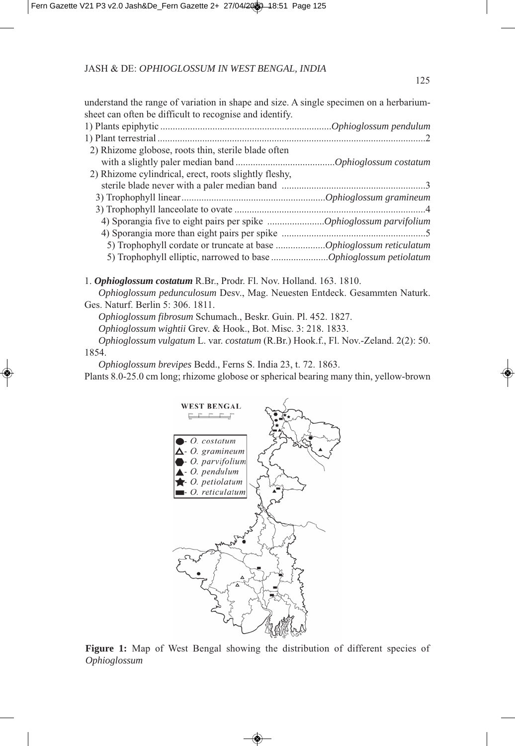understand the range of variation in shape and size. A single specimen on a herbarium-sheet can often be difficult to recognise and identify.

1) Plants epiphytic .................................................................... *Ophioglossum pendulum*
1) Plant terrestrial ......................................................................................................... 2
  2) Rhizome globose, roots thin, sterile blade often with a slightly paler median band ........................................ *Ophioglossum costatum*
  2) Rhizome cylindrical, erect, roots slightly fleshy, sterile blade never with a paler median band .......................................................... 3
    3) Trophophyll linear .......................................................... *Ophioglossum gramineum*
    3) Trophophyll lanceolate to ovate ............................................................................ 4
      4) Sporangia five to eight pairs per spike ...................... *Ophioglossum parvifolium*
      4) Sporangia more than eight pairs per spike .......................................................... 5
        5) Trophophyll cordate or truncate at base .................... *Ophioglossum reticulatum*
        5) Trophophyll elliptic, narrowed to base ....................... *Ophioglossum petiolatum*

1. ***Ophioglossum costatum*** R.Br., Prodr. Fl. Nov. Holland. 163. 1810.

*Ophioglossum pedunculosum* Desv., Mag. Neuesten Entdeck. Gesammten Naturk. Ges. Naturf. Berlin 5: 306. 1811.

*Ophioglossum fibrosum* Schumach., Beskr. Guin. Pl. 452. 1827.

*Ophioglossum wightii* Grev. & Hook., Bot. Misc. 3: 218. 1833.

*Ophioglossum vulgatum* L. var. *costatum* (R.Br.) Hook.f., Fl. Nov.-Zeland. 2(2): 50. 1854.

*Ophioglossum brevipes* Bedd., Ferns S. India 23, t. 72. 1863.

Plants 8.0-25.0 cm long; rhizome globose or spherical bearing many thin, yellow-brown

**Figure 1:** Map of West Bengal showing the distribution of different species of *Ophioglossum*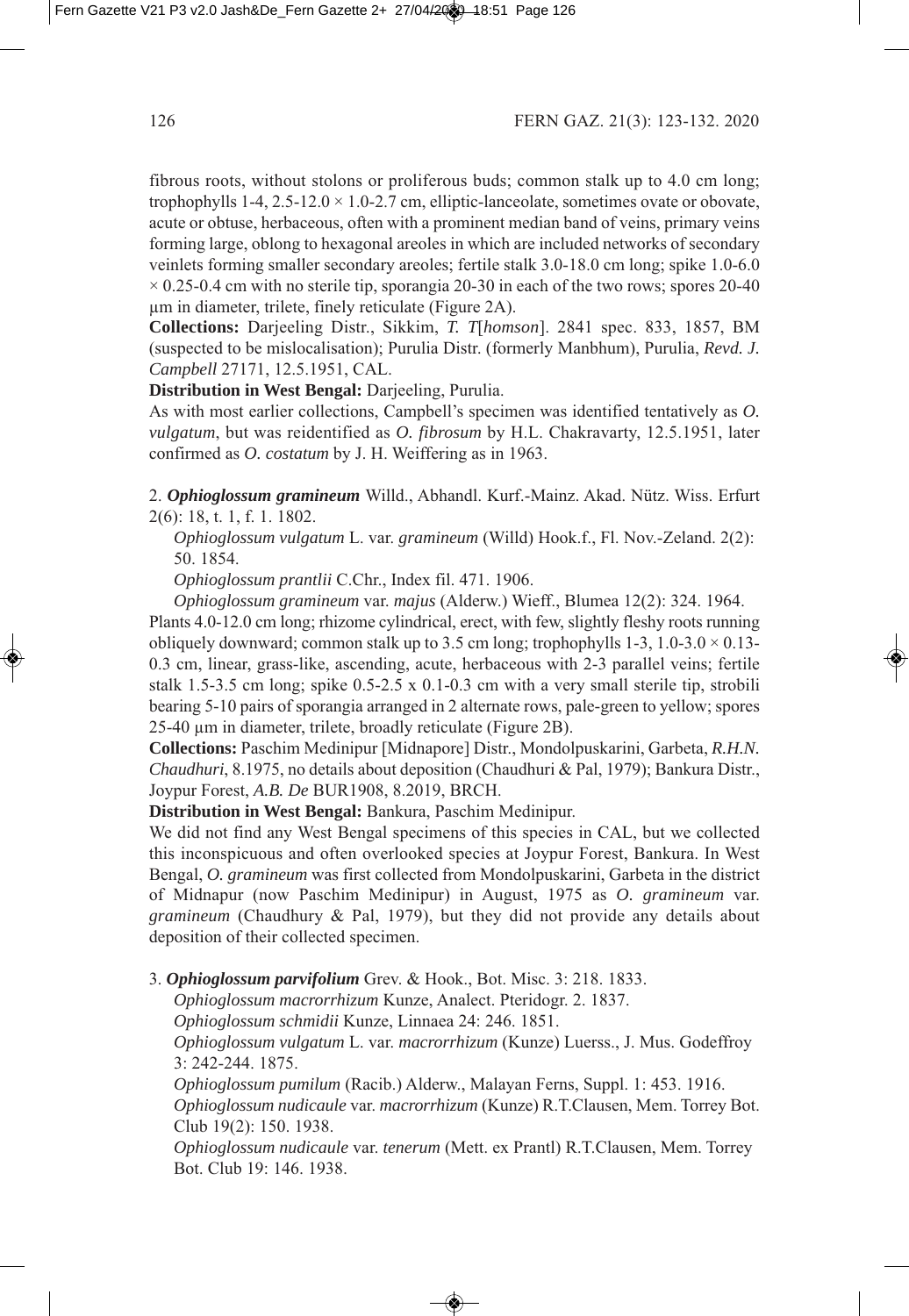fibrous roots, without stolons or proliferous buds; common stalk up to 4.0 cm long; trophophylls 1-4, 2.5-12.0 × 1.0-2.7 cm, elliptic-lanceolate, sometimes ovate or obovate, acute or obtuse, herbaceous, often with a prominent median band of veins, primary veins forming large, oblong to hexagonal areoles in which are included networks of secondary veinlets forming smaller secondary areoles; fertile stalk 3.0-18.0 cm long; spike 1.0-6.0 × 0.25-0.4 cm with no sterile tip, sporangia 20-30 in each of the two rows; spores 20-40 µm in diameter, trilete, finely reticulate (Figure 2A).

**Collections:** Darjeeling Distr., Sikkim, *T. T*[*homson*]. 2841 spec. 833, 1857, BM (suspected to be mislocalisation); Purulia Distr. (formerly Manbhum), Purulia, *Revd. J. Campbell* 27171, 12.5.1951, CAL.

**Distribution in West Bengal:** Darjeeling, Purulia.

As with most earlier collections, Campbell's specimen was identified tentatively as *O. vulgatum*, but was reidentified as *O. fibrosum* by H.L. Chakravarty, 12.5.1951, later confirmed as *O. costatum* by J. H. Weiffering as in 1963.

2. ***Ophioglossum gramineum*** Willd., Abhandl. Kurf.-Mainz. Akad. Nütz. Wiss. Erfurt 2(6): 18, t. 1, f. 1. 1802.

*Ophioglossum vulgatum* L. var. *gramineum* (Willd) Hook.f., Fl. Nov.-Zeland. 2(2): 50. 1854.

*Ophioglossum prantlii* C.Chr., Index fil. 471. 1906.

*Ophioglossum gramineum* var. *majus* (Alderw.) Wieff., Blumea 12(2): 324. 1964.

Plants 4.0-12.0 cm long; rhizome cylindrical, erect, with few, slightly fleshy roots running obliquely downward; common stalk up to 3.5 cm long; trophophylls 1-3, 1.0-3.0 × 0.13-0.3 cm, linear, grass-like, ascending, acute, herbaceous with 2-3 parallel veins; fertile stalk 1.5-3.5 cm long; spike 0.5-2.5 x 0.1-0.3 cm with a very small sterile tip, strobili bearing 5-10 pairs of sporangia arranged in 2 alternate rows, pale-green to yellow; spores 25-40 µm in diameter, trilete, broadly reticulate (Figure 2B).

**Collections:** Paschim Medinipur [Midnapore] Distr., Mondolpuskarini, Garbeta, *R.H.N. Chaudhuri*, 8.1975, no details about deposition (Chaudhuri & Pal, 1979); Bankura Distr., Joypur Forest, *A.B. De* BUR1908, 8.2019, BRCH.

**Distribution in West Bengal:** Bankura, Paschim Medinipur.

We did not find any West Bengal specimens of this species in CAL, but we collected this inconspicuous and often overlooked species at Joypur Forest, Bankura. In West Bengal, *O. gramineum* was first collected from Mondolpuskarini, Garbeta in the district of Midnapur (now Paschim Medinipur) in August, 1975 as *O. gramineum* var. *gramineum* (Chaudhury & Pal, 1979), but they did not provide any details about deposition of their collected specimen.

3. ***Ophioglossum parvifolium*** Grev. & Hook., Bot. Misc. 3: 218. 1833.

*Ophioglossum macrorrhizum* Kunze, Analect. Pteridogr. 2. 1837.

*Ophioglossum schmidii* Kunze, Linnaea 24: 246. 1851.

*Ophioglossum vulgatum* L. var. *macrorrhizum* (Kunze) Luerss., J. Mus. Godeffroy 3: 242-244. 1875.

*Ophioglossum pumilum* (Racib.) Alderw., Malayan Ferns, Suppl. 1: 453. 1916.

*Ophioglossum nudicaule* var. *macrorrhizum* (Kunze) R.T.Clausen, Mem. Torrey Bot. Club 19(2): 150. 1938.

*Ophioglossum nudicaule* var. *tenerum* (Mett. ex Prantl) R.T.Clausen, Mem. Torrey Bot. Club 19: 146. 1938.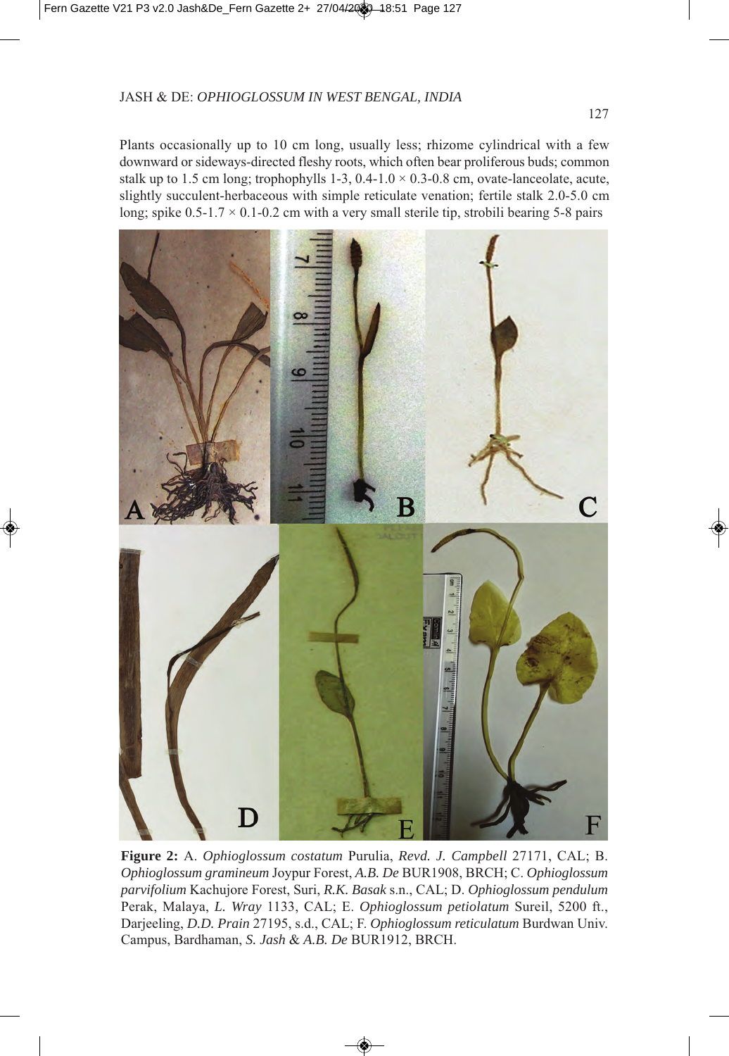Plants occasionally up to 10 cm long, usually less; rhizome cylindrical with a few downward or sideways-directed fleshy roots, which often bear proliferous buds; common stalk up to 1.5 cm long; trophophylls 1-3, 0.4-1.0 × 0.3-0.8 cm, ovate-lanceolate, acute, slightly succulent-herbaceous with simple reticulate venation; fertile stalk 2.0-5.0 cm long; spike 0.5-1.7 × 0.1-0.2 cm with a very small sterile tip, strobili bearing 5-8 pairs

**Figure 2:** A. *Ophioglossum costatum* Purulia, *Revd. J. Campbell* 27171, CAL; B. *Ophioglossum gramineum* Joypur Forest, *A.B. De* BUR1908, BRCH; C. *Ophioglossum parvifolium* Kachujore Forest, Suri, *R.K. Basak* s.n., CAL; D. *Ophioglossum pendulum* Perak, Malaya, *L. Wray* 1133, CAL; E. *Ophioglossum petiolatum* Sureil, 5200 ft., Darjeeling, *D.D. Prain* 27195, s.d., CAL; F. *Ophioglossum reticulatum* Burdwan Univ. Campus, Bardhaman, *S. Jash & A.B. De* BUR1912, BRCH.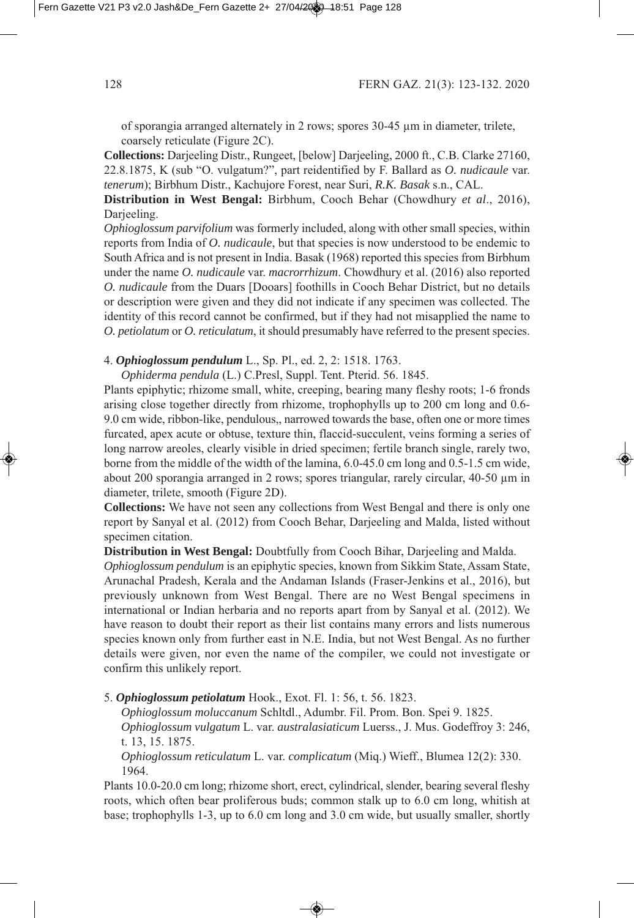of sporangia arranged alternately in 2 rows; spores 30-45 µm in diameter, trilete, coarsely reticulate (Figure 2C).

**Collections:** Darjeeling Distr., Rungeet, [below] Darjeeling, 2000 ft., C.B. Clarke 27160, 22.8.1875, K (sub "O. vulgatum?", part reidentified by F. Ballard as *O. nudicaule* var. *tenerum*); Birbhum Distr., Kachujore Forest, near Suri, *R.K. Basak* s.n., CAL.

**Distribution in West Bengal:** Birbhum, Cooch Behar (Chowdhury *et al*., 2016), Darjeeling.

*Ophioglossum parvifolium* was formerly included, along with other small species, within reports from India of *O. nudicaule*, but that species is now understood to be endemic to South Africa and is not present in India. Basak (1968) reported this species from Birbhum under the name *O. nudicaule* var. *macrorrhizum*. Chowdhury et al. (2016) also reported *O. nudicaule* from the Duars [Dooars] foothills in Cooch Behar District, but no details or description were given and they did not indicate if any specimen was collected. The identity of this record cannot be confirmed, but if they had not misapplied the name to *O. petiolatum* or *O. reticulatum*, it should presumably have referred to the present species.

4. ***Ophioglossum pendulum*** L., Sp. Pl., ed. 2, 2: 1518. 1763.

*Ophiderma pendula* (L.) C.Presl, Suppl. Tent. Pterid. 56. 1845.

Plants epiphytic; rhizome small, white, creeping, bearing many fleshy roots; 1-6 fronds arising close together directly from rhizome, trophophylls up to 200 cm long and 0.6-9.0 cm wide, ribbon-like, pendulous,, narrowed towards the base, often one or more times furcated, apex acute or obtuse, texture thin, flaccid-succulent, veins forming a series of long narrow areoles, clearly visible in dried specimen; fertile branch single, rarely two, borne from the middle of the width of the lamina, 6.0-45.0 cm long and 0.5-1.5 cm wide, about 200 sporangia arranged in 2 rows; spores triangular, rarely circular, 40-50 µm in diameter, trilete, smooth (Figure 2D).

**Collections:** We have not seen any collections from West Bengal and there is only one report by Sanyal et al. (2012) from Cooch Behar, Darjeeling and Malda, listed without specimen citation.

**Distribution in West Bengal:** Doubtfully from Cooch Bihar, Darjeeling and Malda.

*Ophioglossum pendulum* is an epiphytic species, known from Sikkim State, Assam State, Arunachal Pradesh, Kerala and the Andaman Islands (Fraser-Jenkins et al., 2016), but previously unknown from West Bengal. There are no West Bengal specimens in international or Indian herbaria and no reports apart from by Sanyal et al. (2012). We have reason to doubt their report as their list contains many errors and lists numerous species known only from further east in N.E. India, but not West Bengal. As no further details were given, nor even the name of the compiler, we could not investigate or confirm this unlikely report.

5. ***Ophioglossum petiolatum*** Hook., Exot. Fl. 1: 56, t. 56. 1823.

*Ophioglossum moluccanum* Schltdl., Adumbr. Fil. Prom. Bon. Spei 9. 1825.

*Ophioglossum vulgatum* L. var. *australasiaticum* Luerss., J. Mus. Godeffroy 3: 246, t. 13, 15. 1875.

*Ophioglossum reticulatum* L. var. *complicatum* (Miq.) Wieff., Blumea 12(2): 330. 1964.

Plants 10.0-20.0 cm long; rhizome short, erect, cylindrical, slender, bearing several fleshy roots, which often bear proliferous buds; common stalk up to 6.0 cm long, whitish at base; trophophylls 1-3, up to 6.0 cm long and 3.0 cm wide, but usually smaller, shortly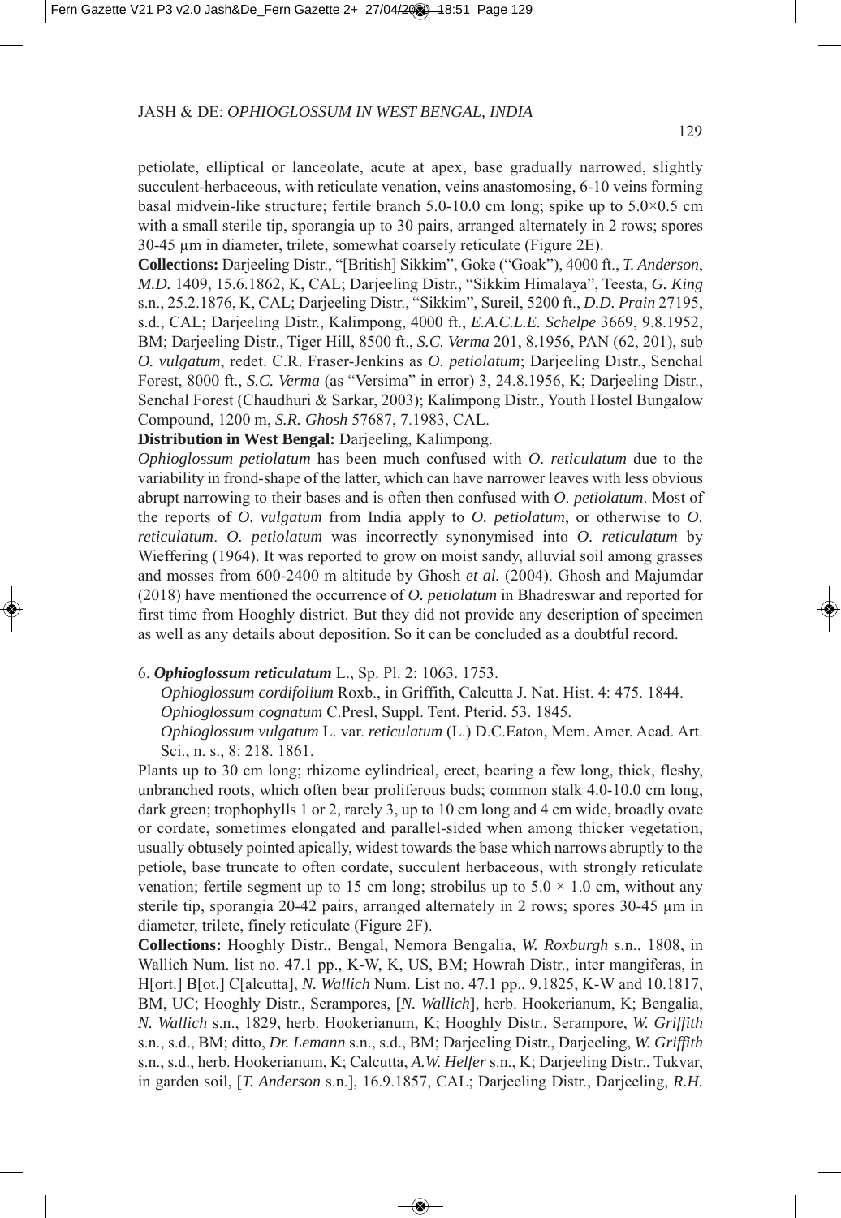petiolate, elliptical or lanceolate, acute at apex, base gradually narrowed, slightly succulent-herbaceous, with reticulate venation, veins anastomosing, 6-10 veins forming basal midvein-like structure; fertile branch 5.0-10.0 cm long; spike up to 5.0×0.5 cm with a small sterile tip, sporangia up to 30 pairs, arranged alternately in 2 rows; spores 30-45 µm in diameter, trilete, somewhat coarsely reticulate (Figure 2E).

**Collections:** Darjeeling Distr., "[British] Sikkim", Goke ("Goak"), 4000 ft., *T. Anderson*, *M.D.* 1409, 15.6.1862, K, CAL; Darjeeling Distr., "Sikkim Himalaya", Teesta, *G. King* s.n., 25.2.1876, K, CAL; Darjeeling Distr., "Sikkim", Sureil, 5200 ft., *D.D. Prain* 27195, s.d., CAL; Darjeeling Distr., Kalimpong, 4000 ft., *E.A.C.L.E. Schelpe* 3669, 9.8.1952, BM; Darjeeling Distr., Tiger Hill, 8500 ft., *S.C. Verma* 201, 8.1956, PAN (62, 201), sub *O. vulgatum*, redet. C.R. Fraser-Jenkins as *O. petiolatum*; Darjeeling Distr., Senchal Forest, 8000 ft., *S.C. Verma* (as "Versima" in error) 3, 24.8.1956, K; Darjeeling Distr., Senchal Forest (Chaudhuri & Sarkar, 2003); Kalimpong Distr., Youth Hostel Bungalow Compound, 1200 m, *S.R. Ghosh* 57687, 7.1983, CAL.

**Distribution in West Bengal:** Darjeeling, Kalimpong.

*Ophioglossum petiolatum* has been much confused with *O. reticulatum* due to the variability in frond-shape of the latter, which can have narrower leaves with less obvious abrupt narrowing to their bases and is often then confused with *O. petiolatum*. Most of the reports of *O. vulgatum* from India apply to *O. petiolatum*, or otherwise to *O. reticulatum*. *O. petiolatum* was incorrectly synonymised into *O. reticulatum* by Wieffering (1964). It was reported to grow on moist sandy, alluvial soil among grasses and mosses from 600-2400 m altitude by Ghosh *et al.* (2004). Ghosh and Majumdar (2018) have mentioned the occurrence of *O. petiolatum* in Bhadreswar and reported for first time from Hooghly district. But they did not provide any description of specimen as well as any details about deposition. So it can be concluded as a doubtful record.

6. ***Ophioglossum reticulatum*** L., Sp. Pl. 2: 1063. 1753.

*Ophioglossum cordifolium* Roxb., in Griffith, Calcutta J. Nat. Hist. 4: 475. 1844.

*Ophioglossum cognatum* C.Presl, Suppl. Tent. Pterid. 53. 1845.

*Ophioglossum vulgatum* L. var. *reticulatum* (L.) D.C.Eaton, Mem. Amer. Acad. Art. Sci., n. s., 8: 218. 1861.

Plants up to 30 cm long; rhizome cylindrical, erect, bearing a few long, thick, fleshy, unbranched roots, which often bear proliferous buds; common stalk 4.0-10.0 cm long, dark green; trophophylls 1 or 2, rarely 3, up to 10 cm long and 4 cm wide, broadly ovate or cordate, sometimes elongated and parallel-sided when among thicker vegetation, usually obtusely pointed apically, widest towards the base which narrows abruptly to the petiole, base truncate to often cordate, succulent herbaceous, with strongly reticulate venation; fertile segment up to 15 cm long; strobilus up to 5.0 × 1.0 cm, without any sterile tip, sporangia 20-42 pairs, arranged alternately in 2 rows; spores 30-45 µm in diameter, trilete, finely reticulate (Figure 2F).

**Collections:** Hooghly Distr., Bengal, Nemora Bengalia, *W. Roxburgh* s.n., 1808, in Wallich Num. list no. 47.1 pp., K-W, K, US, BM; Howrah Distr., inter mangiferas, in H[ort.] B[ot.] C[alcutta], *N. Wallich* Num. List no. 47.1 pp., 9.1825, K-W and 10.1817, BM, UC; Hooghly Distr., Serampores, [*N. Wallich*], herb. Hookerianum, K; Bengalia, *N. Wallich* s.n., 1829, herb. Hookerianum, K; Hooghly Distr., Serampore, *W. Griffith* s.n., s.d., BM; ditto, *Dr. Lemann* s.n., s.d., BM; Darjeeling Distr., Darjeeling, *W. Griffith* s.n., s.d., herb. Hookerianum, K; Calcutta, *A.W. Helfer* s.n., K; Darjeeling Distr., Tukvar, in garden soil, [*T. Anderson* s.n.], 16.9.1857, CAL; Darjeeling Distr., Darjeeling, *R.H.*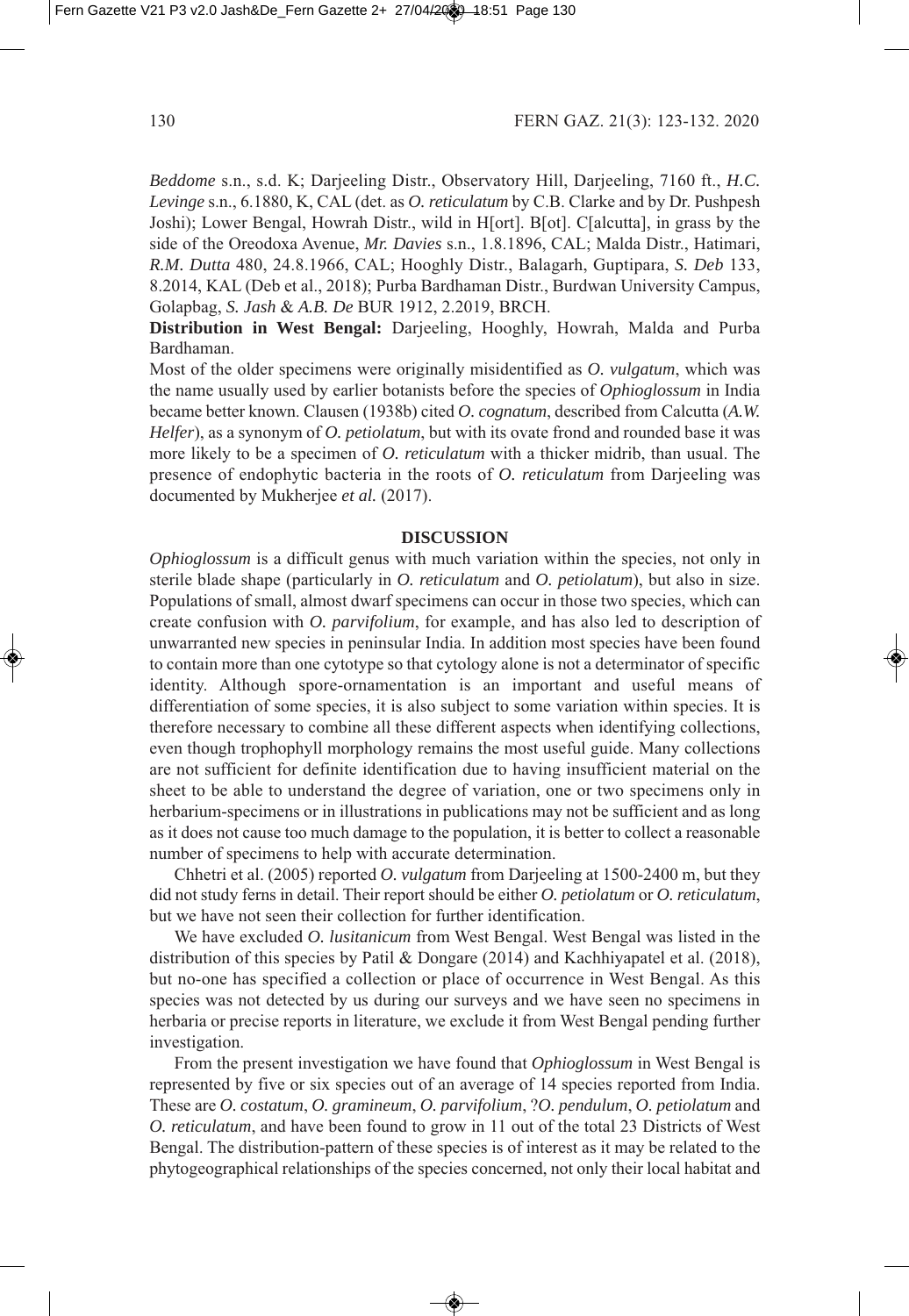*Beddome* s.n., s.d. K; Darjeeling Distr., Observatory Hill, Darjeeling, 7160 ft., *H.C. Levinge* s.n., 6.1880, K, CAL (det. as *O. reticulatum* by C.B. Clarke and by Dr. Pushpesh Joshi); Lower Bengal, Howrah Distr., wild in H[ort]. B[ot]. C[alcutta], in grass by the side of the Oreodoxa Avenue, *Mr. Davies* s.n., 1.8.1896, CAL; Malda Distr., Hatimari, *R.M. Dutta* 480, 24.8.1966, CAL; Hooghly Distr., Balagarh, Guptipara, *S. Deb* 133, 8.2014, KAL (Deb et al., 2018); Purba Bardhaman Distr., Burdwan University Campus, Golapbag, *S. Jash & A.B. De* BUR 1912, 2.2019, BRCH.

**Distribution in West Bengal:** Darjeeling, Hooghly, Howrah, Malda and Purba Bardhaman.

Most of the older specimens were originally misidentified as *O. vulgatum*, which was the name usually used by earlier botanists before the species of *Ophioglossum* in India became better known. Clausen (1938b) cited *O. cognatum*, described from Calcutta (*A.W. Helfer*), as a synonym of *O. petiolatum*, but with its ovate frond and rounded base it was more likely to be a specimen of *O. reticulatum* with a thicker midrib, than usual. The presence of endophytic bacteria in the roots of *O. reticulatum* from Darjeeling was documented by Mukherjee *et al.* (2017).

## DISCUSSION

*Ophioglossum* is a difficult genus with much variation within the species, not only in sterile blade shape (particularly in *O. reticulatum* and *O. petiolatum*), but also in size. Populations of small, almost dwarf specimens can occur in those two species, which can create confusion with *O. parvifolium*, for example, and has also led to description of unwarranted new species in peninsular India. In addition most species have been found to contain more than one cytotype so that cytology alone is not a determinator of specific identity. Although spore-ornamentation is an important and useful means of differentiation of some species, it is also subject to some variation within species. It is therefore necessary to combine all these different aspects when identifying collections, even though trophophyll morphology remains the most useful guide. Many collections are not sufficient for definite identification due to having insufficient material on the sheet to be able to understand the degree of variation, one or two specimens only in herbarium-specimens or in illustrations in publications may not be sufficient and as long as it does not cause too much damage to the population, it is better to collect a reasonable number of specimens to help with accurate determination.

Chhetri et al. (2005) reported *O. vulgatum* from Darjeeling at 1500-2400 m, but they did not study ferns in detail. Their report should be either *O. petiolatum* or *O. reticulatum*, but we have not seen their collection for further identification.

We have excluded *O. lusitanicum* from West Bengal. West Bengal was listed in the distribution of this species by Patil & Dongare (2014) and Kachhiyapatel et al. (2018), but no-one has specified a collection or place of occurrence in West Bengal. As this species was not detected by us during our surveys and we have seen no specimens in herbaria or precise reports in literature, we exclude it from West Bengal pending further investigation.

From the present investigation we have found that *Ophioglossum* in West Bengal is represented by five or six species out of an average of 14 species reported from India. These are *O. costatum*, *O. gramineum*, *O. parvifolium*, ?*O. pendulum*, *O. petiolatum* and *O. reticulatum*, and have been found to grow in 11 out of the total 23 Districts of West Bengal. The distribution-pattern of these species is of interest as it may be related to the phytogeographical relationships of the species concerned, not only their local habitat and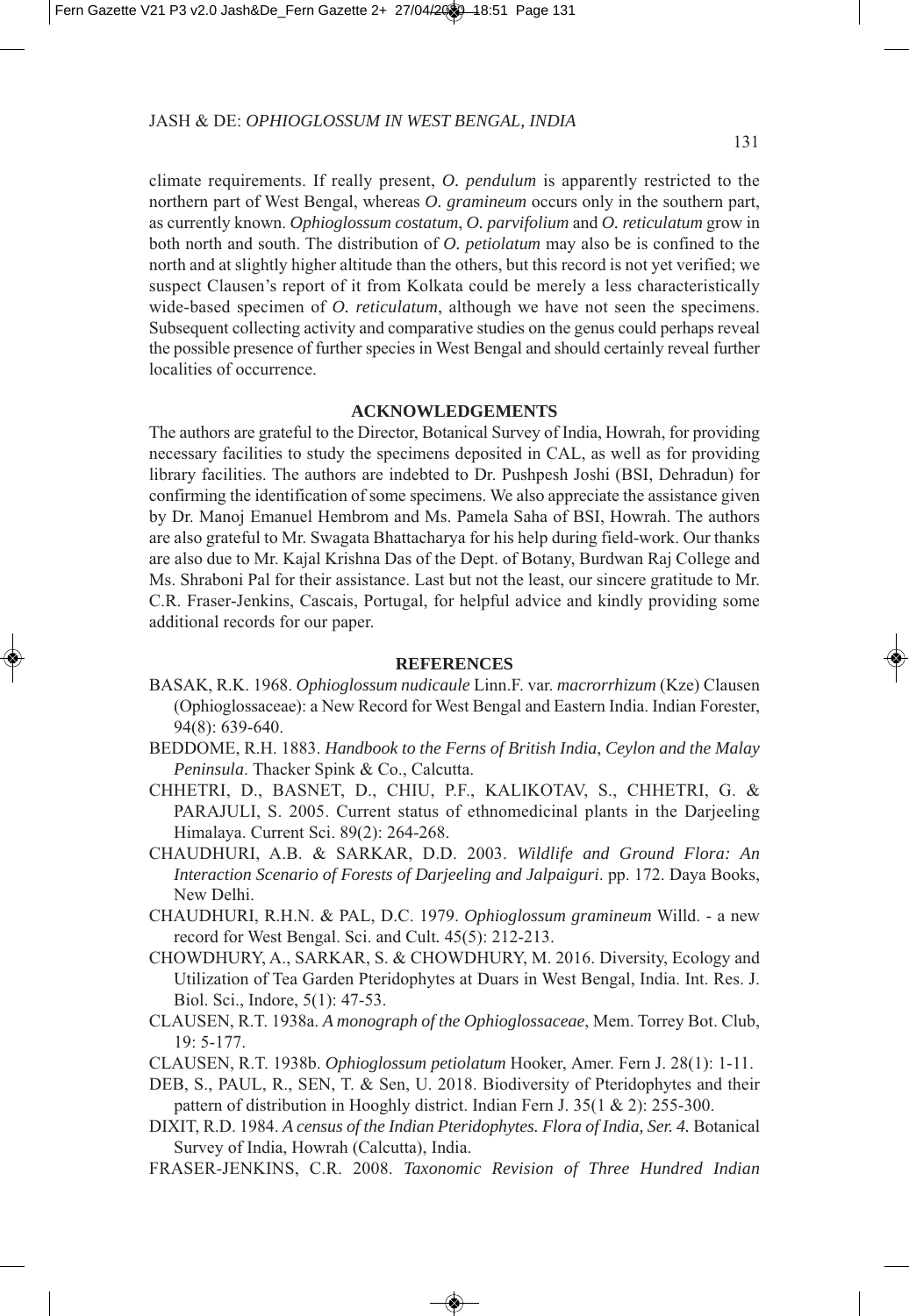climate requirements. If really present, *O. pendulum* is apparently restricted to the northern part of West Bengal, whereas *O. gramineum* occurs only in the southern part, as currently known. *Ophioglossum costatum*, *O. parvifolium* and *O. reticulatum* grow in both north and south. The distribution of *O. petiolatum* may also be is confined to the north and at slightly higher altitude than the others, but this record is not yet verified; we suspect Clausen's report of it from Kolkata could be merely a less characteristically wide-based specimen of *O. reticulatum*, although we have not seen the specimens. Subsequent collecting activity and comparative studies on the genus could perhaps reveal the possible presence of further species in West Bengal and should certainly reveal further localities of occurrence.

## ACKNOWLEDGEMENTS

The authors are grateful to the Director, Botanical Survey of India, Howrah, for providing necessary facilities to study the specimens deposited in CAL, as well as for providing library facilities. The authors are indebted to Dr. Pushpesh Joshi (BSI, Dehradun) for confirming the identification of some specimens. We also appreciate the assistance given by Dr. Manoj Emanuel Hembrom and Ms. Pamela Saha of BSI, Howrah. The authors are also grateful to Mr. Swagata Bhattacharya for his help during field-work. Our thanks are also due to Mr. Kajal Krishna Das of the Dept. of Botany, Burdwan Raj College and Ms. Shraboni Pal for their assistance. Last but not the least, our sincere gratitude to Mr. C.R. Fraser-Jenkins, Cascais, Portugal, for helpful advice and kindly providing some additional records for our paper.

## REFERENCES

BASAK, R.K. 1968. *Ophioglossum nudicaule* Linn.F. var. *macrorrhizum* (Kze) Clausen (Ophioglossaceae): a New Record for West Bengal and Eastern India. Indian Forester, 94(8): 639-640.

BEDDOME, R.H. 1883. *Handbook to the Ferns of British India*, *Ceylon and the Malay Peninsula*. Thacker Spink & Co., Calcutta.

CHHETRI, D., BASNET, D., CHIU, P.F., KALIKOTAV, S., CHHETRI, G. & PARAJULI, S. 2005. Current status of ethnomedicinal plants in the Darjeeling Himalaya. Current Sci. 89(2): 264-268.

CHAUDHURI, A.B. & SARKAR, D.D. 2003. *Wildlife and Ground Flora: An Interaction Scenario of Forests of Darjeeling and Jalpaiguri*. pp. 172. Daya Books, New Delhi.

CHAUDHURI, R.H.N. & PAL, D.C. 1979. *Ophioglossum gramineum* Willd. - a new record for West Bengal. Sci. and Cult. 45(5): 212-213.

CHOWDHURY, A., SARKAR, S. & CHOWDHURY, M. 2016. Diversity, Ecology and Utilization of Tea Garden Pteridophytes at Duars in West Bengal, India. Int. Res. J. Biol. Sci., Indore, 5(1): 47-53.

CLAUSEN, R.T. 1938a. *A monograph of the Ophioglossaceae*, Mem. Torrey Bot. Club, 19: 5-177.

CLAUSEN, R.T. 1938b. *Ophioglossum petiolatum* Hooker, Amer. Fern J. 28(1): 1-11.

DEB, S., PAUL, R., SEN, T. & Sen, U. 2018. Biodiversity of Pteridophytes and their pattern of distribution in Hooghly district. Indian Fern J. 35(1 & 2): 255-300.

DIXIT, R.D. 1984. *A census of the Indian Pteridophytes. Flora of India, Ser. 4.* Botanical Survey of India, Howrah (Calcutta), India.

FRASER-JENKINS, C.R. 2008. *Taxonomic Revision of Three Hundred Indian*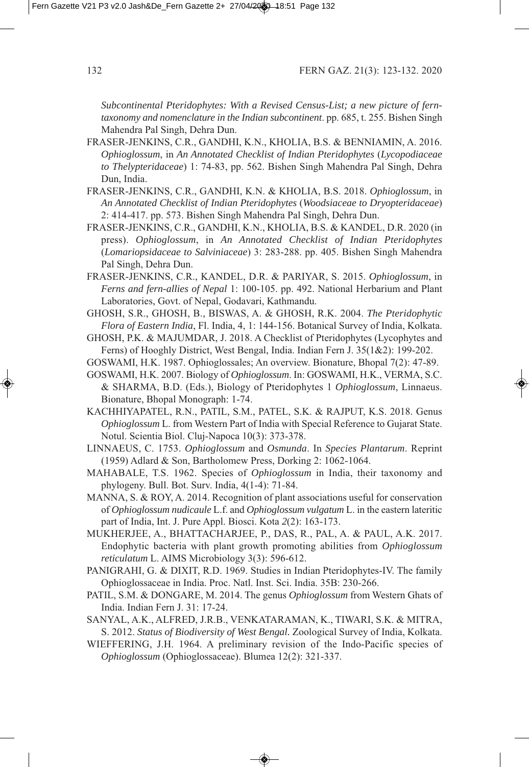*Subcontinental Pteridophytes: With a Revised Census-List; a new picture of fern-taxonomy and nomenclature in the Indian subcontinent*. pp. 685, t. 255. Bishen Singh Mahendra Pal Singh, Dehra Dun.

FRASER-JENKINS, C.R., GANDHI, K.N., KHOLIA, B.S. & BENNIAMIN, A. 2016. *Ophioglossum*, in *An Annotated Checklist of Indian Pteridophytes* (*Lycopodiaceae to Thelypteridaceae*) 1: 74-83, pp. 562. Bishen Singh Mahendra Pal Singh, Dehra Dun, India.

FRASER-JENKINS, C.R., GANDHI, K.N. & KHOLIA, B.S. 2018. *Ophioglossum*, in *An Annotated Checklist of Indian Pteridophytes* (*Woodsiaceae to Dryopteridaceae*) 2: 414-417. pp. 573. Bishen Singh Mahendra Pal Singh, Dehra Dun.

FRASER-JENKINS, C.R., GANDHI, K.N., KHOLIA, B.S. & KANDEL, D.R. 2020 (in press). *Ophioglossum*, in *An Annotated Checklist of Indian Pteridophytes* (*Lomariopsidaceae to Salviniaceae*) 3: 283-288. pp. 405. Bishen Singh Mahendra Pal Singh, Dehra Dun.

FRASER-JENKINS, C.R., KANDEL, D.R. & PARIYAR, S. 2015. *Ophioglossum*, in *Ferns and fern-allies of Nepal* 1: 100-105. pp. 492. National Herbarium and Plant Laboratories, Govt. of Nepal, Godavari, Kathmandu.

GHOSH, S.R., GHOSH, B., BISWAS, A. & GHOSH, R.K. 2004. *The Pteridophytic Flora of Eastern India*, Fl. India, 4, 1: 144-156. Botanical Survey of India, Kolkata.

GHOSH, P.K. & MAJUMDAR, J. 2018. A Checklist of Pteridophytes (Lycophytes and Ferns) of Hooghly District, West Bengal, India. Indian Fern J. 35(1&2): 199-202.

GOSWAMI, H.K. 1987. Ophioglossales; An overview. Bionature, Bhopal 7(2): 47-89.

GOSWAMI, H.K. 2007. Biology of *Ophioglossum*. In: GOSWAMI, H.K., VERMA, S.C. & SHARMA, B.D. (Eds.), Biology of Pteridophytes 1 *Ophioglossum*, Linnaeus. Bionature, Bhopal Monograph: 1-74.

KACHHIYAPATEL, R.N., PATIL, S.M., PATEL, S.K. & RAJPUT, K.S. 2018. Genus *Ophioglossum* L. from Western Part of India with Special Reference to Gujarat State. Notul. Scientia Biol. Cluj-Napoca 10(3): 373-378.

LINNAEUS, C. 1753. *Ophioglossum* and *Osmunda*. In *Species Plantarum*. Reprint (1959) Adlard & Son, Bartholomew Press, Dorking 2: 1062-1064.

MAHABALE, T.S. 1962. Species of *Ophioglossum* in India, their taxonomy and phylogeny. Bull. Bot. Surv. India, 4(1-4): 71-84.

MANNA, S. & ROY, A. 2014. Recognition of plant associations useful for conservation of *Ophioglossum nudicaule* L.f. and *Ophioglossum vulgatum* L. in the eastern lateritic part of India, Int. J. Pure Appl. Biosci. Kota *2*(2): 163-173.

MUKHERJEE, A., BHATTACHARJEE, P., DAS, R., PAL, A. & PAUL, A.K. 2017. Endophytic bacteria with plant growth promoting abilities from *Ophioglossum reticulatum* L. AIMS Microbiology 3(3): 596-612.

PANIGRAHI, G. & DIXIT, R.D. 1969. Studies in Indian Pteridophytes-IV. The family Ophioglossaceae in India. Proc. Natl. Inst. Sci. India. 35B: 230-266.

PATIL, S.M. & DONGARE, M. 2014. The genus *Ophioglossum* from Western Ghats of India. Indian Fern J. 31: 17-24.

SANYAL, A.K., ALFRED, J.R.B., VENKATARAMAN, K., TIWARI, S.K. & MITRA, S. 2012. *Status of Biodiversity of West Bengal.* Zoological Survey of India, Kolkata.

WIEFFERING, J.H. 1964. A preliminary revision of the Indo-Pacific species of *Ophioglossum* (Ophioglossaceae). Blumea 12(2): 321-337.